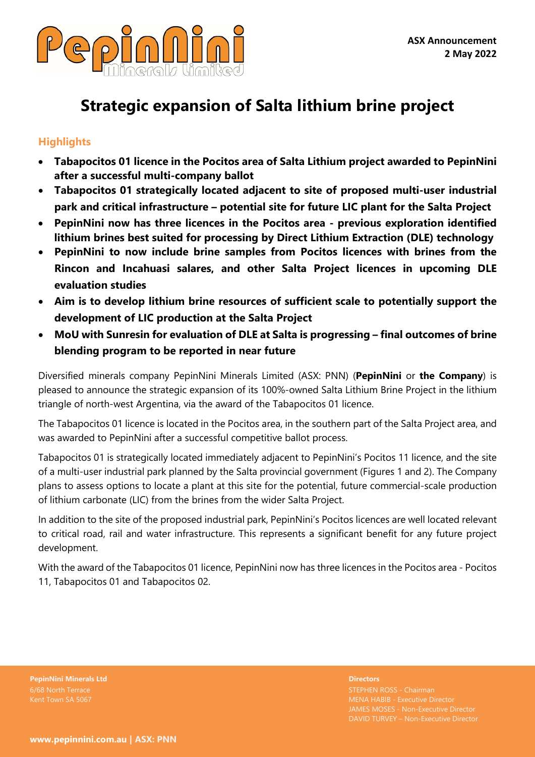**ASX Announcement**
**2 May 2022**

# Strategic expansion of Salta lithium brine project

## Highlights

- **Tabapocitos 01 licence in the Pocitos area of Salta Lithium project awarded to PepinNini after a successful multi-company ballot**
- **Tabapocitos 01 strategically located adjacent to site of proposed multi-user industrial park and critical infrastructure – potential site for future LIC plant for the Salta Project**
- **PepinNini now has three licences in the Pocitos area - previous exploration identified lithium brines best suited for processing by Direct Lithium Extraction (DLE) technology**
- **PepinNini to now include brine samples from Pocitos licences with brines from the Rincon and Incahuasi salares, and other Salta Project licences in upcoming DLE evaluation studies**
- **Aim is to develop lithium brine resources of sufficient scale to potentially support the development of LIC production at the Salta Project**
- **MoU with Sunresin for evaluation of DLE at Salta is progressing – final outcomes of brine blending program to be reported in near future**

Diversified minerals company PepinNini Minerals Limited (ASX: PNN) (**PepinNini** or **the Company**) is pleased to announce the strategic expansion of its 100%-owned Salta Lithium Brine Project in the lithium triangle of north-west Argentina, via the award of the Tabapocitos 01 licence.

The Tabapocitos 01 licence is located in the Pocitos area, in the southern part of the Salta Project area, and was awarded to PepinNini after a successful competitive ballot process.

Tabapocitos 01 is strategically located immediately adjacent to PepinNini's Pocitos 11 licence, and the site of a multi-user industrial park planned by the Salta provincial government (Figures 1 and 2). The Company plans to assess options to locate a plant at this site for the potential, future commercial-scale production of lithium carbonate (LIC) from the brines from the wider Salta Project.

In addition to the site of the proposed industrial park, PepinNini's Pocitos licences are well located relevant to critical road, rail and water infrastructure. This represents a significant benefit for any future project development.

With the award of the Tabapocitos 01 licence, PepinNini now has three licences in the Pocitos area - Pocitos 11, Tabapocitos 01 and Tabapocitos 02.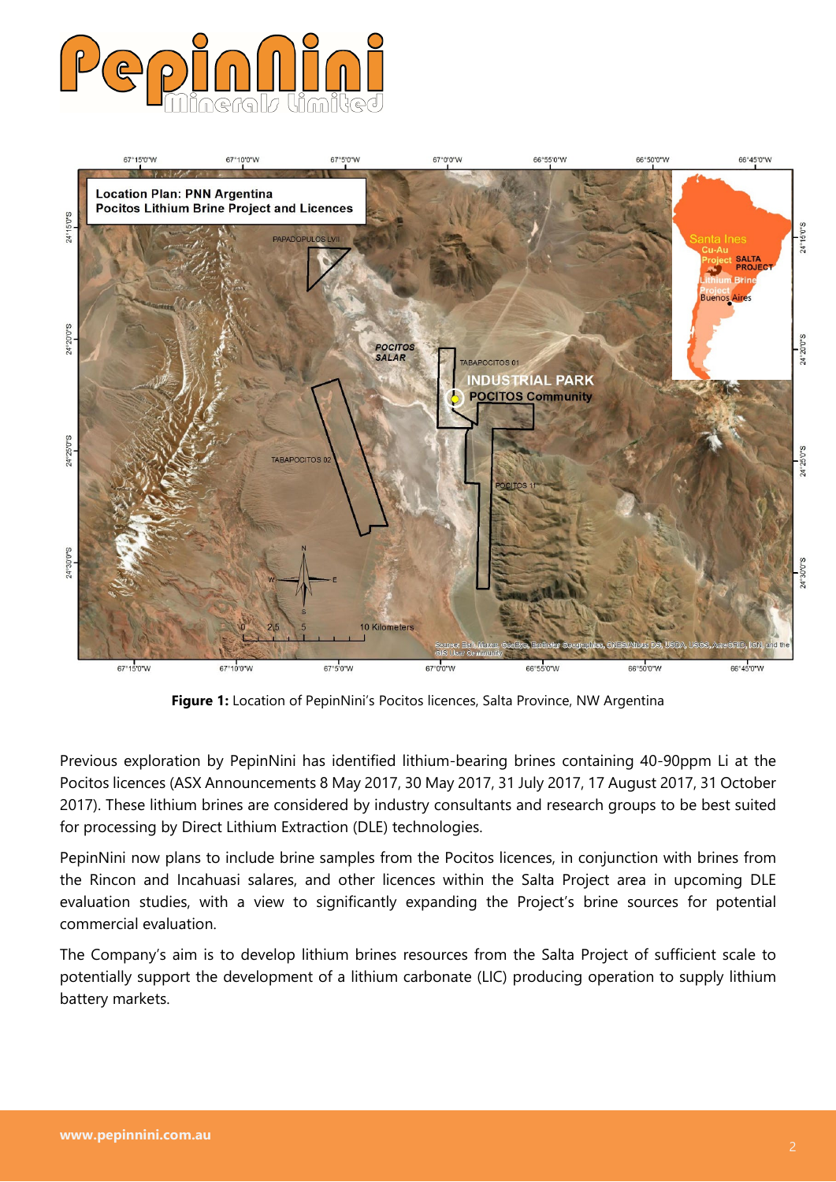**Figure 1:** Location of PepinNini's Pocitos licences, Salta Province, NW Argentina

Previous exploration by PepinNini has identified lithium-bearing brines containing 40-90ppm Li at the Pocitos licences (ASX Announcements 8 May 2017, 30 May 2017, 31 July 2017, 17 August 2017, 31 October 2017). These lithium brines are considered by industry consultants and research groups to be best suited for processing by Direct Lithium Extraction (DLE) technologies.

PepinNini now plans to include brine samples from the Pocitos licences, in conjunction with brines from the Rincon and Incahuasi salares, and other licences within the Salta Project area in upcoming DLE evaluation studies, with a view to significantly expanding the Project's brine sources for potential commercial evaluation.

The Company's aim is to develop lithium brines resources from the Salta Project of sufficient scale to potentially support the development of a lithium carbonate (LIC) producing operation to supply lithium battery markets.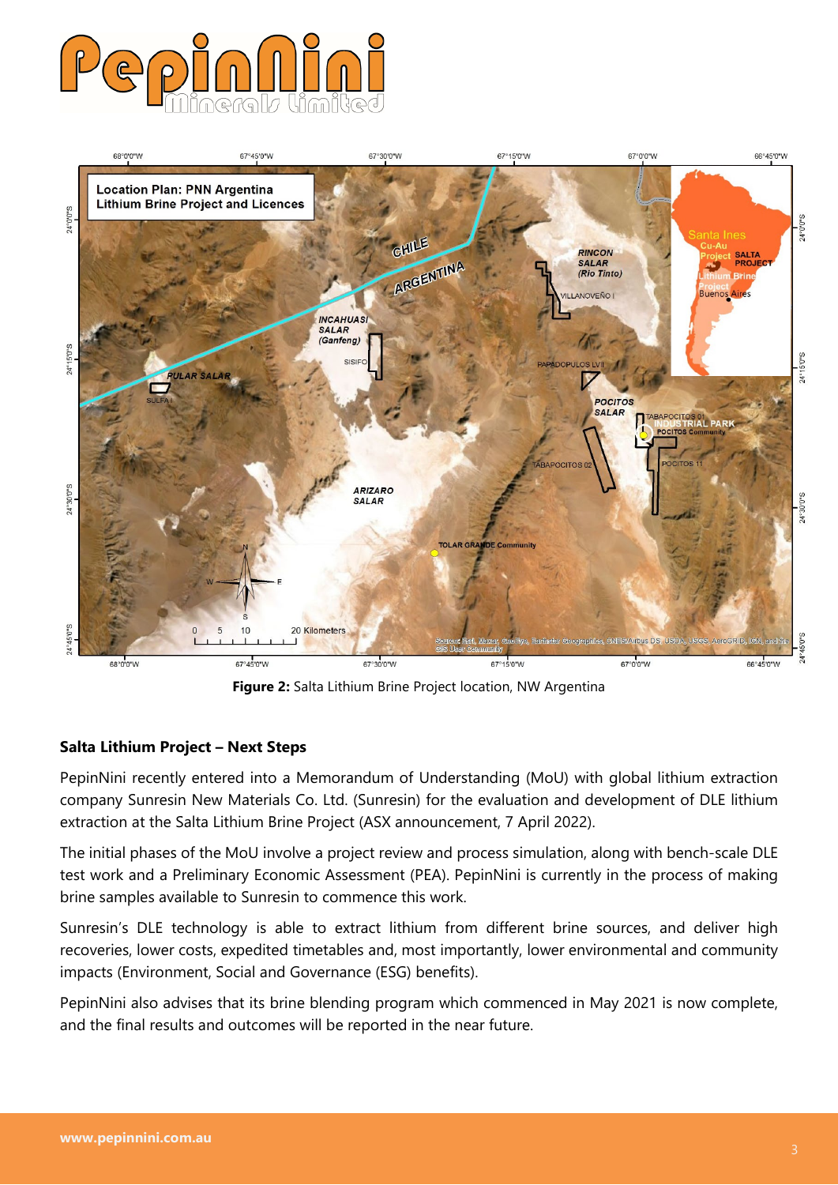**Figure 2:** Salta Lithium Brine Project location, NW Argentina

## Salta Lithium Project – Next Steps

PepinNini recently entered into a Memorandum of Understanding (MoU) with global lithium extraction company Sunresin New Materials Co. Ltd. (Sunresin) for the evaluation and development of DLE lithium extraction at the Salta Lithium Brine Project (ASX announcement, 7 April 2022).

The initial phases of the MoU involve a project review and process simulation, along with bench-scale DLE test work and a Preliminary Economic Assessment (PEA). PepinNini is currently in the process of making brine samples available to Sunresin to commence this work.

Sunresin's DLE technology is able to extract lithium from different brine sources, and deliver high recoveries, lower costs, expedited timetables and, most importantly, lower environmental and community impacts (Environment, Social and Governance (ESG) benefits).

PepinNini also advises that its brine blending program which commenced in May 2021 is now complete, and the final results and outcomes will be reported in the near future.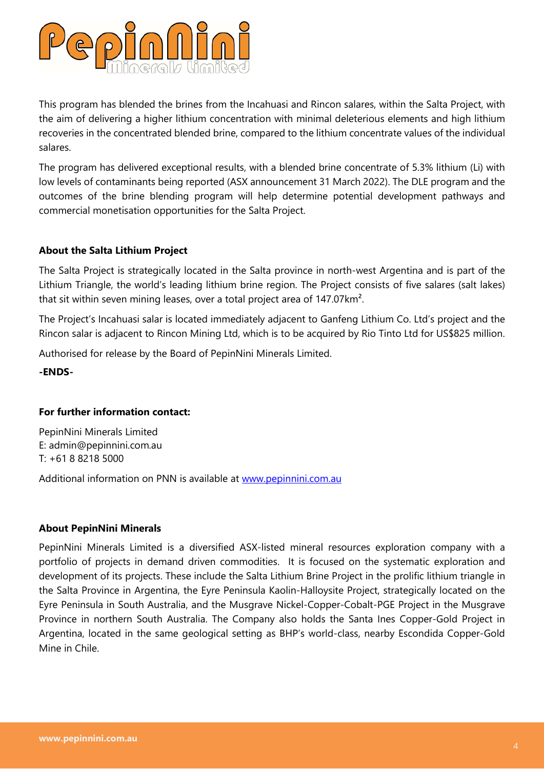This program has blended the brines from the Incahuasi and Rincon salares, within the Salta Project, with the aim of delivering a higher lithium concentration with minimal deleterious elements and high lithium recoveries in the concentrated blended brine, compared to the lithium concentrate values of the individual salares.

The program has delivered exceptional results, with a blended brine concentrate of 5.3% lithium (Li) with low levels of contaminants being reported (ASX announcement 31 March 2022). The DLE program and the outcomes of the brine blending program will help determine potential development pathways and commercial monetisation opportunities for the Salta Project.

**About the Salta Lithium Project**

The Salta Project is strategically located in the Salta province in north-west Argentina and is part of the Lithium Triangle, the world's leading lithium brine region. The Project consists of five salares (salt lakes) that sit within seven mining leases, over a total project area of 147.07km².

The Project's Incahuasi salar is located immediately adjacent to Ganfeng Lithium Co. Ltd's project and the Rincon salar is adjacent to Rincon Mining Ltd, which is to be acquired by Rio Tinto Ltd for US$825 million.

Authorised for release by the Board of PepinNini Minerals Limited.

**-ENDS-**

**For further information contact:**

PepinNini Minerals Limited
E: admin@pepinnini.com.au
T: +61 8 8218 5000

Additional information on PNN is available at www.pepinnini.com.au

**About PepinNini Minerals**

PepinNini Minerals Limited is a diversified ASX-listed mineral resources exploration company with a portfolio of projects in demand driven commodities. It is focused on the systematic exploration and development of its projects. These include the Salta Lithium Brine Project in the prolific lithium triangle in the Salta Province in Argentina, the Eyre Peninsula Kaolin-Halloysite Project, strategically located on the Eyre Peninsula in South Australia, and the Musgrave Nickel-Copper-Cobalt-PGE Project in the Musgrave Province in northern South Australia. The Company also holds the Santa Ines Copper-Gold Project in Argentina, located in the same geological setting as BHP's world-class, nearby Escondida Copper-Gold Mine in Chile.